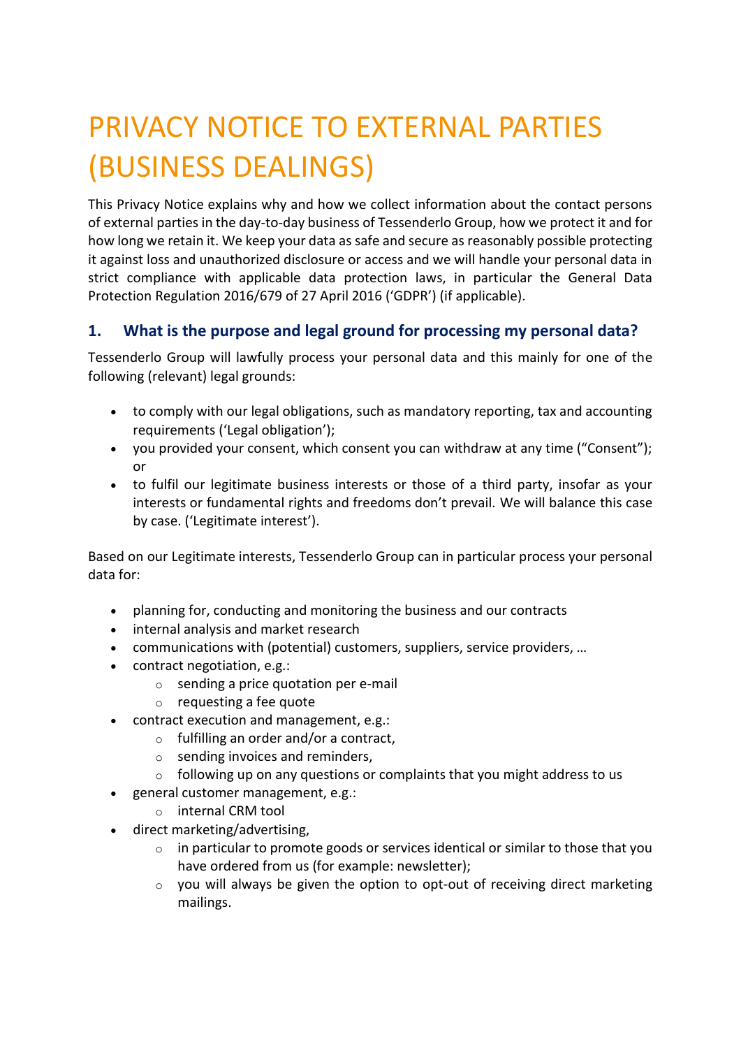# PRIVACY NOTICE TO EXTERNAL PARTIES (BUSINESS DEALINGS)

This Privacy Notice explains why and how we collect information about the contact persons of external parties in the day-to-day business of Tessenderlo Group, how we protect it and for how long we retain it. We keep your data as safe and secure as reasonably possible protecting it against loss and unauthorized disclosure or access and we will handle your personal data in strict compliance with applicable data protection laws, in particular the General Data Protection Regulation 2016/679 of 27 April 2016 ('GDPR') (if applicable).

## 1. What is the purpose and legal ground for processing my personal data?

Tessenderlo Group will lawfully process your personal data and this mainly for one of the following (relevant) legal grounds:

- to comply with our legal obligations, such as mandatory reporting, tax and accounting requirements ('Legal obligation');
- you provided your consent, which consent you can withdraw at any time ("Consent"); or
- to fulfil our legitimate business interests or those of a third party, insofar as your interests or fundamental rights and freedoms don't prevail. We will balance this case by case. ('Legitimate interest').

Based on our Legitimate interests, Tessenderlo Group can in particular process your personal data for:

- planning for, conducting and monitoring the business and our contracts
- internal analysis and market research
- communications with (potential) customers, suppliers, service providers, …
- contract negotiation, e.g.:
  - sending a price quotation per e-mail
  - requesting a fee quote
- contract execution and management, e.g.:
  - fulfilling an order and/or a contract,
  - sending invoices and reminders,
  - following up on any questions or complaints that you might address to us
- general customer management, e.g.:
  - internal CRM tool
- direct marketing/advertising,
  - in particular to promote goods or services identical or similar to those that you have ordered from us (for example: newsletter);
  - you will always be given the option to opt-out of receiving direct marketing mailings.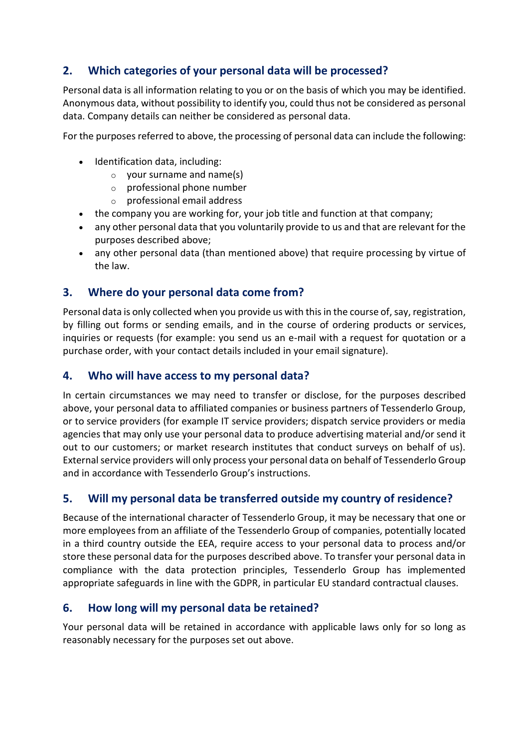## 2. Which categories of your personal data will be processed?

Personal data is all information relating to you or on the basis of which you may be identified. Anonymous data, without possibility to identify you, could thus not be considered as personal data. Company details can neither be considered as personal data.

For the purposes referred to above, the processing of personal data can include the following:

- Identification data, including:
  - your surname and name(s)
  - professional phone number
  - professional email address
- the company you are working for, your job title and function at that company;
- any other personal data that you voluntarily provide to us and that are relevant for the purposes described above;
- any other personal data (than mentioned above) that require processing by virtue of the law.

## 3. Where do your personal data come from?

Personal data is only collected when you provide us with this in the course of, say, registration, by filling out forms or sending emails, and in the course of ordering products or services, inquiries or requests (for example: you send us an e-mail with a request for quotation or a purchase order, with your contact details included in your email signature).

## 4. Who will have access to my personal data?

In certain circumstances we may need to transfer or disclose, for the purposes described above, your personal data to affiliated companies or business partners of Tessenderlo Group, or to service providers (for example IT service providers; dispatch service providers or media agencies that may only use your personal data to produce advertising material and/or send it out to our customers; or market research institutes that conduct surveys on behalf of us). External service providers will only process your personal data on behalf of Tessenderlo Group and in accordance with Tessenderlo Group's instructions.

## 5. Will my personal data be transferred outside my country of residence?

Because of the international character of Tessenderlo Group, it may be necessary that one or more employees from an affiliate of the Tessenderlo Group of companies, potentially located in a third country outside the EEA, require access to your personal data to process and/or store these personal data for the purposes described above. To transfer your personal data in compliance with the data protection principles, Tessenderlo Group has implemented appropriate safeguards in line with the GDPR, in particular EU standard contractual clauses.

## 6. How long will my personal data be retained?

Your personal data will be retained in accordance with applicable laws only for so long as reasonably necessary for the purposes set out above.